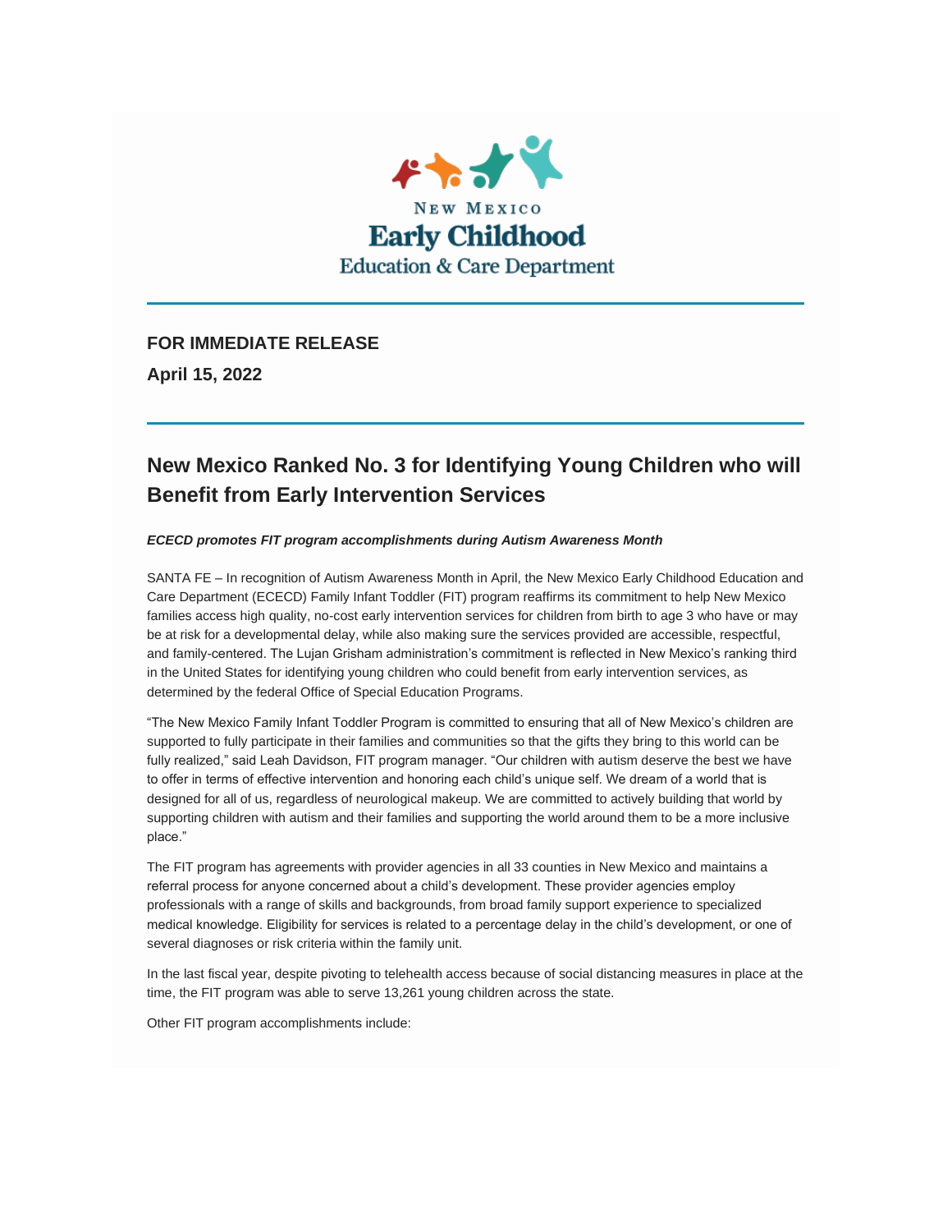New Mexico
Early Childhood
Education & Care Department

**FOR IMMEDIATE RELEASE**

**April 15, 2022**

# New Mexico Ranked No. 3 for Identifying Young Children who will Benefit from Early Intervention Services

***ECECD promotes FIT program accomplishments during Autism Awareness Month***

SANTA FE – In recognition of Autism Awareness Month in April, the New Mexico Early Childhood Education and Care Department (ECECD) Family Infant Toddler (FIT) program reaffirms its commitment to help New Mexico families access high quality, no-cost early intervention services for children from birth to age 3 who have or may be at risk for a developmental delay, while also making sure the services provided are accessible, respectful, and family-centered. The Lujan Grisham administration's commitment is reflected in New Mexico's ranking third in the United States for identifying young children who could benefit from early intervention services, as determined by the federal Office of Special Education Programs.

"The New Mexico Family Infant Toddler Program is committed to ensuring that all of New Mexico's children are supported to fully participate in their families and communities so that the gifts they bring to this world can be fully realized," said Leah Davidson, FIT program manager. "Our children with autism deserve the best we have to offer in terms of effective intervention and honoring each child's unique self. We dream of a world that is designed for all of us, regardless of neurological makeup. We are committed to actively building that world by supporting children with autism and their families and supporting the world around them to be a more inclusive place."

The FIT program has agreements with provider agencies in all 33 counties in New Mexico and maintains a referral process for anyone concerned about a child's development. These provider agencies employ professionals with a range of skills and backgrounds, from broad family support experience to specialized medical knowledge. Eligibility for services is related to a percentage delay in the child's development, or one of several diagnoses or risk criteria within the family unit.

In the last fiscal year, despite pivoting to telehealth access because of social distancing measures in place at the time, the FIT program was able to serve 13,261 young children across the state.

Other FIT program accomplishments include: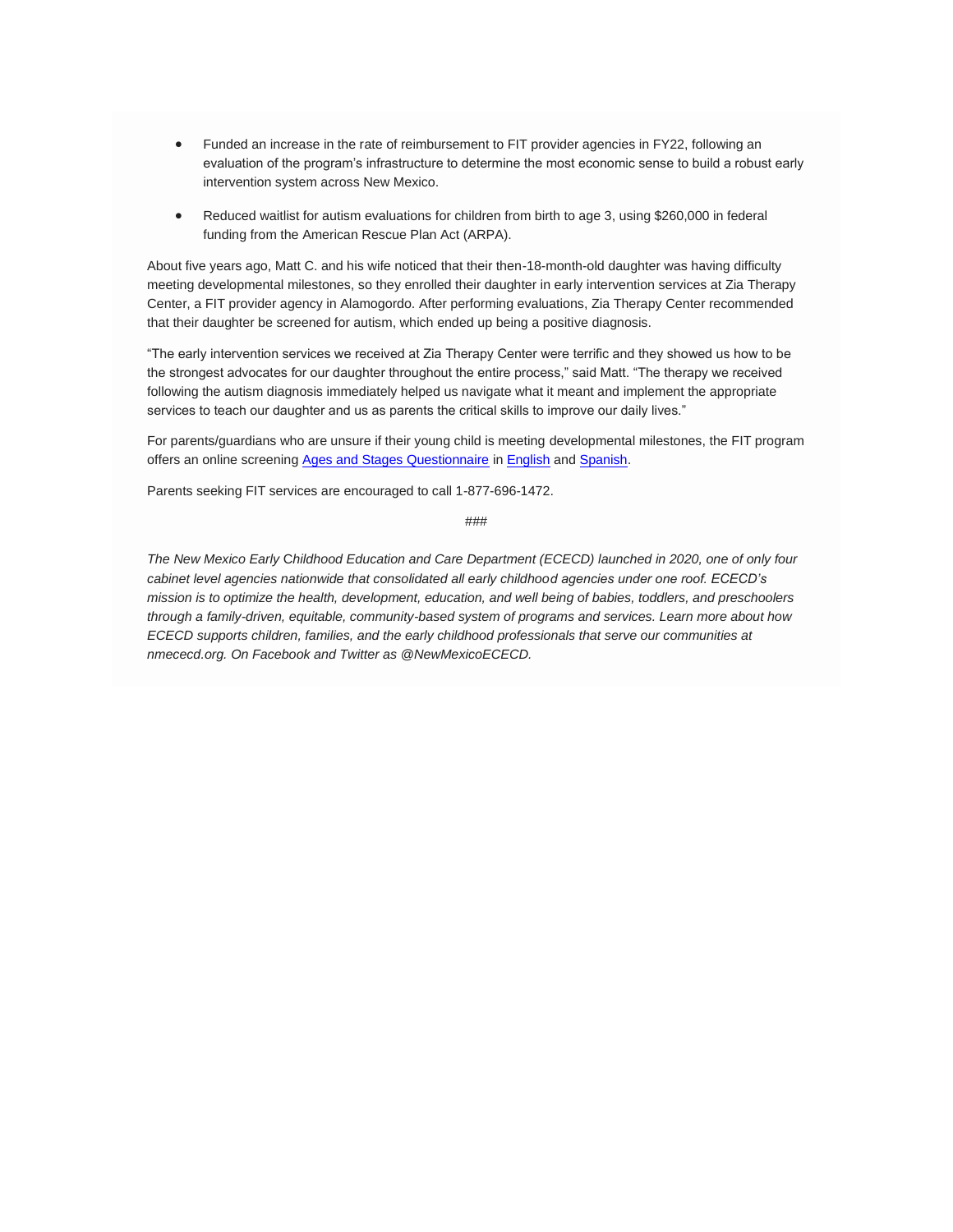- Funded an increase in the rate of reimbursement to FIT provider agencies in FY22, following an evaluation of the program's infrastructure to determine the most economic sense to build a robust early intervention system across New Mexico.
- Reduced waitlist for autism evaluations for children from birth to age 3, using $260,000 in federal funding from the American Rescue Plan Act (ARPA).

About five years ago, Matt C. and his wife noticed that their then-18-month-old daughter was having difficulty meeting developmental milestones, so they enrolled their daughter in early intervention services at Zia Therapy Center, a FIT provider agency in Alamogordo. After performing evaluations, Zia Therapy Center recommended that their daughter be screened for autism, which ended up being a positive diagnosis.

"The early intervention services we received at Zia Therapy Center were terrific and they showed us how to be the strongest advocates for our daughter throughout the entire process," said Matt. "The therapy we received following the autism diagnosis immediately helped us navigate what it meant and implement the appropriate services to teach our daughter and us as parents the critical skills to improve our daily lives."

For parents/guardians who are unsure if their young child is meeting developmental milestones, the FIT program offers an online screening Ages and Stages Questionnaire in English and Spanish.

Parents seeking FIT services are encouraged to call 1-877-696-1472.

###

*The New Mexico Early Childhood Education and Care Department (ECECD) launched in 2020, one of only four cabinet level agencies nationwide that consolidated all early childhood agencies under one roof. ECECD's mission is to optimize the health, development, education, and well being of babies, toddlers, and preschoolers through a family-driven, equitable, community-based system of programs and services. Learn more about how ECECD supports children, families, and the early childhood professionals that serve our communities at nmececd.org. On Facebook and Twitter as @NewMexicoECECD.*